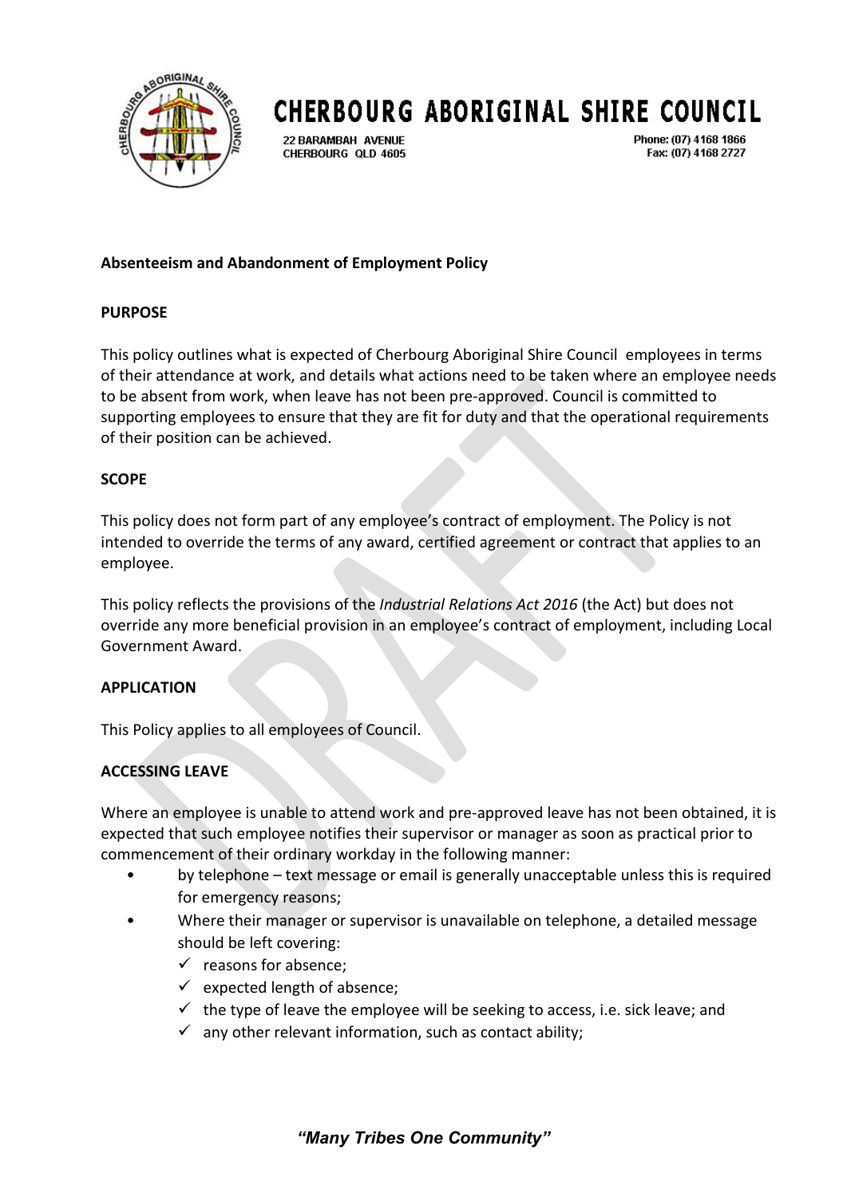# CHERBOURG ABORIGINAL SHIRE COUNCIL

22 BARAMBAH AVENUE
CHERBOURG QLD 4605

Phone: (07) 4168 1866
Fax: (07) 4168 2727

**Absenteeism and Abandonment of Employment Policy**

## PURPOSE

This policy outlines what is expected of Cherbourg Aboriginal Shire Council employees in terms of their attendance at work, and details what actions need to be taken where an employee needs to be absent from work, when leave has not been pre-approved. Council is committed to supporting employees to ensure that they are fit for duty and that the operational requirements of their position can be achieved.

## SCOPE

This policy does not form part of any employee's contract of employment. The Policy is not intended to override the terms of any award, certified agreement or contract that applies to an employee.

This policy reflects the provisions of the *Industrial Relations Act 2016* (the Act) but does not override any more beneficial provision in an employee's contract of employment, including Local Government Award.

## APPLICATION

This Policy applies to all employees of Council.

## ACCESSING LEAVE

Where an employee is unable to attend work and pre-approved leave has not been obtained, it is expected that such employee notifies their supervisor or manager as soon as practical prior to commencement of their ordinary workday in the following manner:

- by telephone – text message or email is generally unacceptable unless this is required for emergency reasons;
- Where their manager or supervisor is unavailable on telephone, a detailed message should be left covering:
  - ✓ reasons for absence;
  - ✓ expected length of absence;
  - ✓ the type of leave the employee will be seeking to access, i.e. sick leave; and
  - ✓ any other relevant information, such as contact ability;

*"Many Tribes One Community"*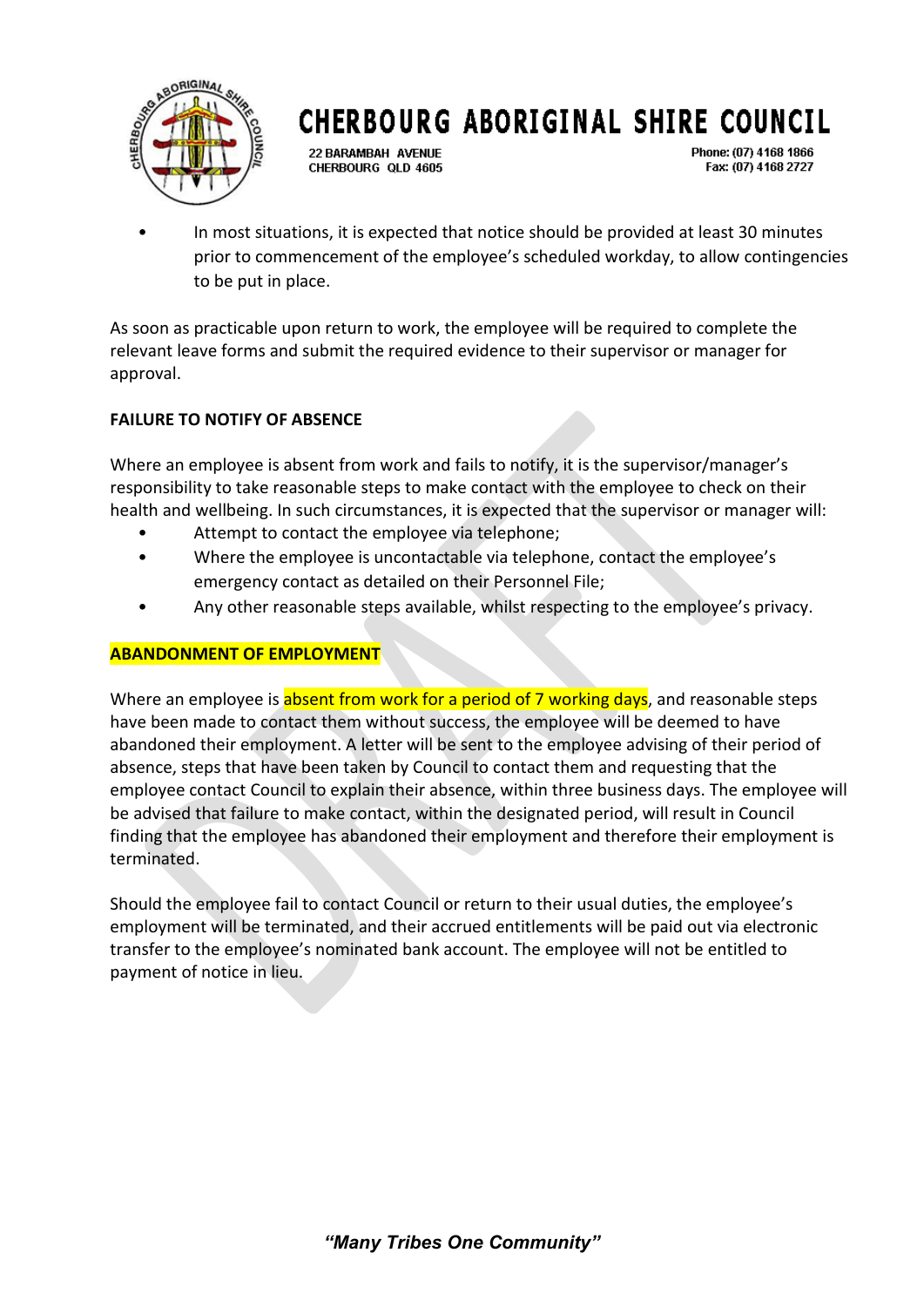- In most situations, it is expected that notice should be provided at least 30 minutes prior to commencement of the employee's scheduled workday, to allow contingencies to be put in place.

As soon as practicable upon return to work, the employee will be required to complete the relevant leave forms and submit the required evidence to their supervisor or manager for approval.

**FAILURE TO NOTIFY OF ABSENCE**

Where an employee is absent from work and fails to notify, it is the supervisor/manager's responsibility to take reasonable steps to make contact with the employee to check on their health and wellbeing. In such circumstances, it is expected that the supervisor or manager will:

- Attempt to contact the employee via telephone;
- Where the employee is uncontactable via telephone, contact the employee's emergency contact as detailed on their Personnel File;
- Any other reasonable steps available, whilst respecting to the employee's privacy.

**ABANDONMENT OF EMPLOYMENT**

Where an employee is absent from work for a period of 7 working days, and reasonable steps have been made to contact them without success, the employee will be deemed to have abandoned their employment. A letter will be sent to the employee advising of their period of absence, steps that have been taken by Council to contact them and requesting that the employee contact Council to explain their absence, within three business days. The employee will be advised that failure to make contact, within the designated period, will result in Council finding that the employee has abandoned their employment and therefore their employment is terminated.

Should the employee fail to contact Council or return to their usual duties, the employee's employment will be terminated, and their accrued entitlements will be paid out via electronic transfer to the employee's nominated bank account. The employee will not be entitled to payment of notice in lieu.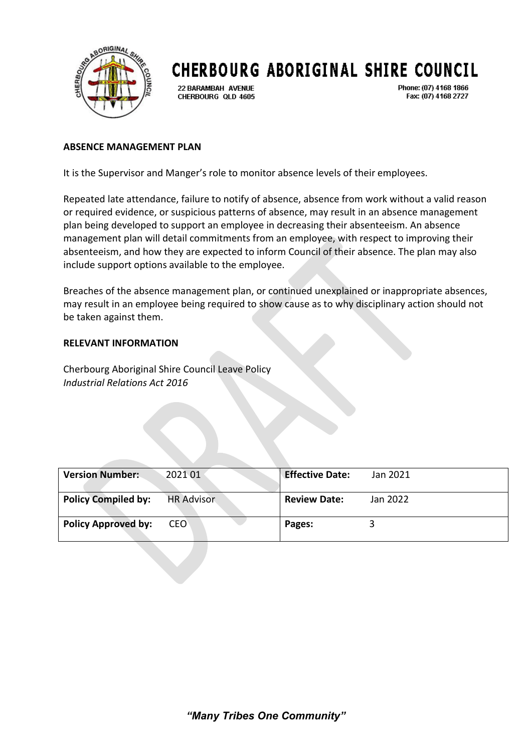**ABSENCE MANAGEMENT PLAN**

It is the Supervisor and Manger's role to monitor absence levels of their employees.

Repeated late attendance, failure to notify of absence, absence from work without a valid reason or required evidence, or suspicious patterns of absence, may result in an absence management plan being developed to support an employee in decreasing their absenteeism. An absence management plan will detail commitments from an employee, with respect to improving their absenteeism, and how they are expected to inform Council of their absence. The plan may also include support options available to the employee.

Breaches of the absence management plan, or continued unexplained or inappropriate absences, may result in an employee being required to show cause as to why disciplinary action should not be taken against them.

**RELEVANT INFORMATION**

Cherbourg Aboriginal Shire Council Leave Policy
*Industrial Relations Act 2016*

| | | | |
|---|---|---|---|
| **Version Number:** | 2021 01 | **Effective Date:** | Jan 2021 |
| **Policy Compiled by:** | HR Advisor | **Review Date:** | Jan 2022 |
| **Policy Approved by:** | CEO | **Pages:** | 3 |